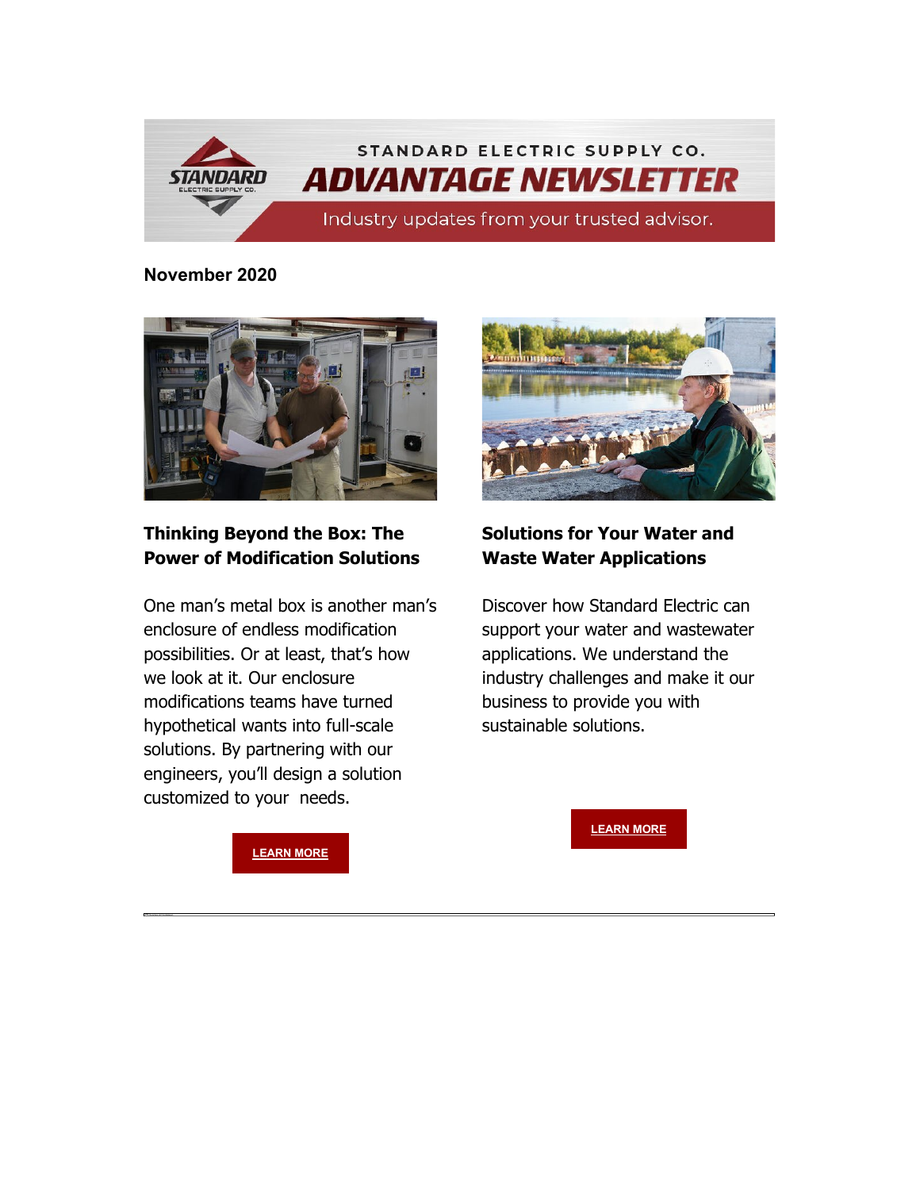STANDARD ELECTRIC SUPPLY CO.

# ADVANTAGE NEWSLETTER

Industry updates from your trusted advisor.

**November 2020**

### Thinking Beyond the Box: The Power of Modification Solutions

One man's metal box is another man's enclosure of endless modification possibilities. Or at least, that's how we look at it. Our enclosure modifications teams have turned hypothetical wants into full-scale solutions. By partnering with our engineers, you'll design a solution customized to your needs.

**LEARN MORE**

### Solutions for Your Water and Waste Water Applications

Discover how Standard Electric can support your water and wastewater applications. We understand the industry challenges and make it our business to provide you with sustainable solutions.

**LEARN MORE**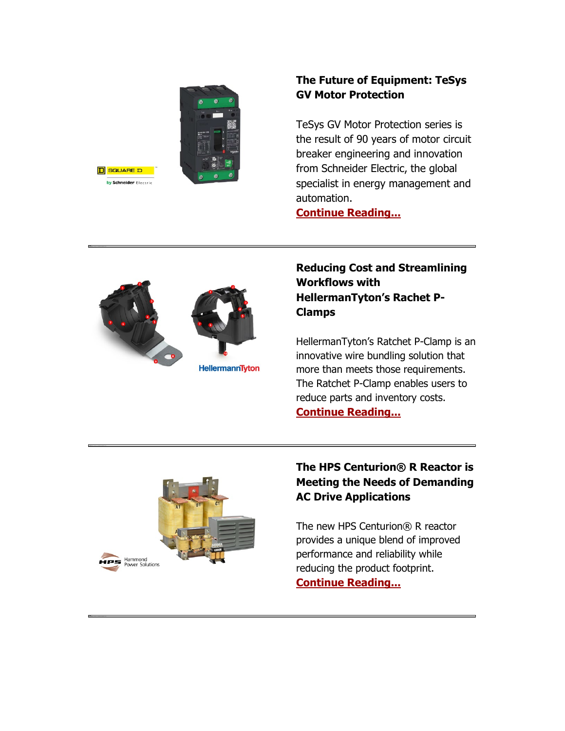### The Future of Equipment: TeSys GV Motor Protection

TeSys GV Motor Protection series is the result of 90 years of motor circuit breaker engineering and innovation from Schneider Electric, the global specialist in energy management and automation.
**Continue Reading...**

---

### Reducing Cost and Streamlining Workflows with HellermanTyton's Rachet P-Clamps

HellermanTyton's Ratchet P-Clamp is an innovative wire bundling solution that more than meets those requirements. The Ratchet P-Clamp enables users to reduce parts and inventory costs.
**Continue Reading...**

---

### The HPS Centurion® R Reactor is Meeting the Needs of Demanding AC Drive Applications

The new HPS Centurion® R reactor provides a unique blend of improved performance and reliability while reducing the product footprint.
**Continue Reading...**

---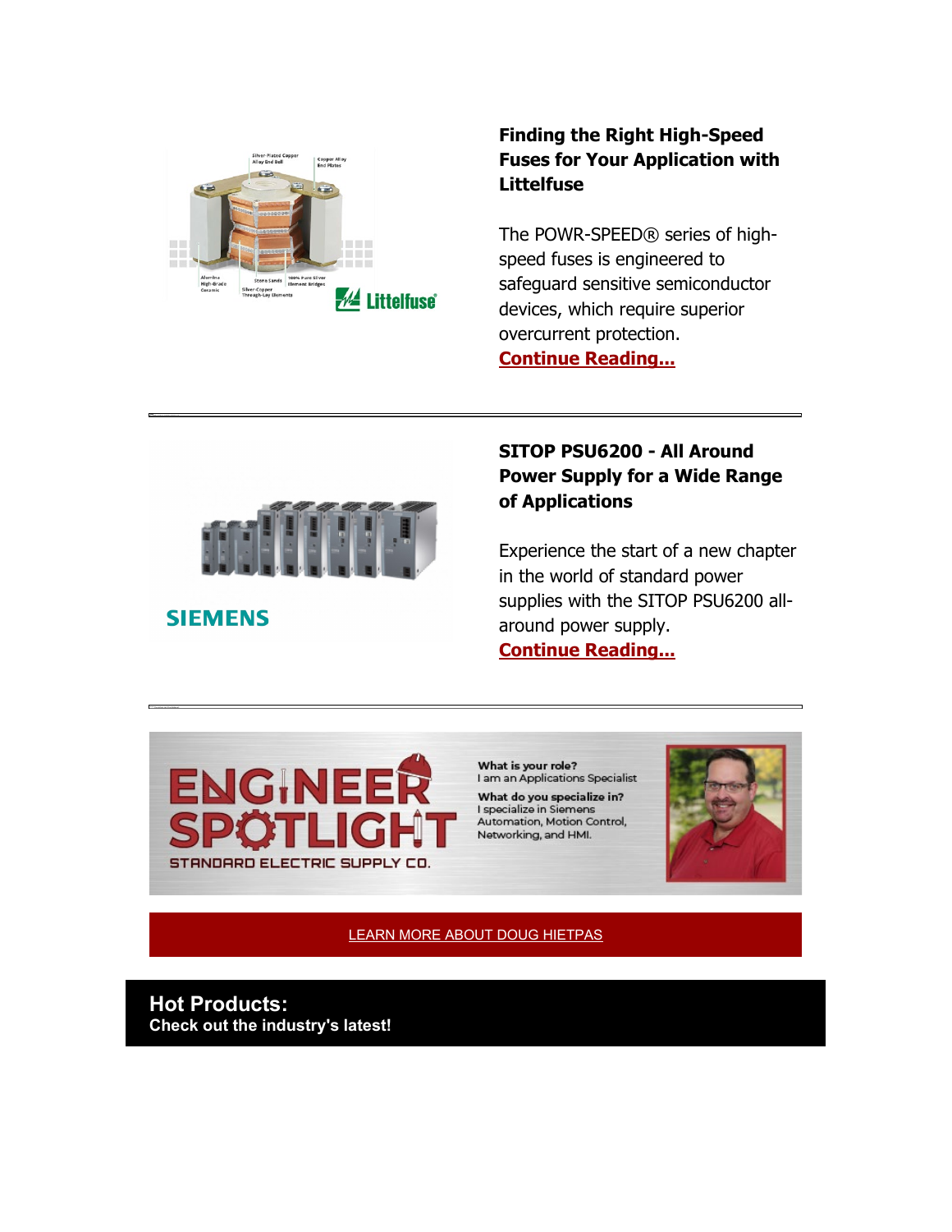### Finding the Right High-Speed Fuses for Your Application with Littelfuse

The POWR-SPEED® series of high-speed fuses is engineered to safeguard sensitive semiconductor devices, which require superior overcurrent protection.
**Continue Reading...**

---

### SITOP PSU6200 - All Around Power Supply for a Wide Range of Applications

Experience the start of a new chapter in the world of standard power supplies with the SITOP PSU6200 all-around power supply.
**Continue Reading...**

---

ENGINEER SPOTLIGHT
STANDARD ELECTRIC SUPPLY CO.

**What is your role?**
I am an Applications Specialist

**What do you specialize in?**
I specialize in Siemens Automation, Motion Control, Networking, and HMI.

LEARN MORE ABOUT DOUG HIETPAS

## Hot Products:

**Check out the industry's latest!**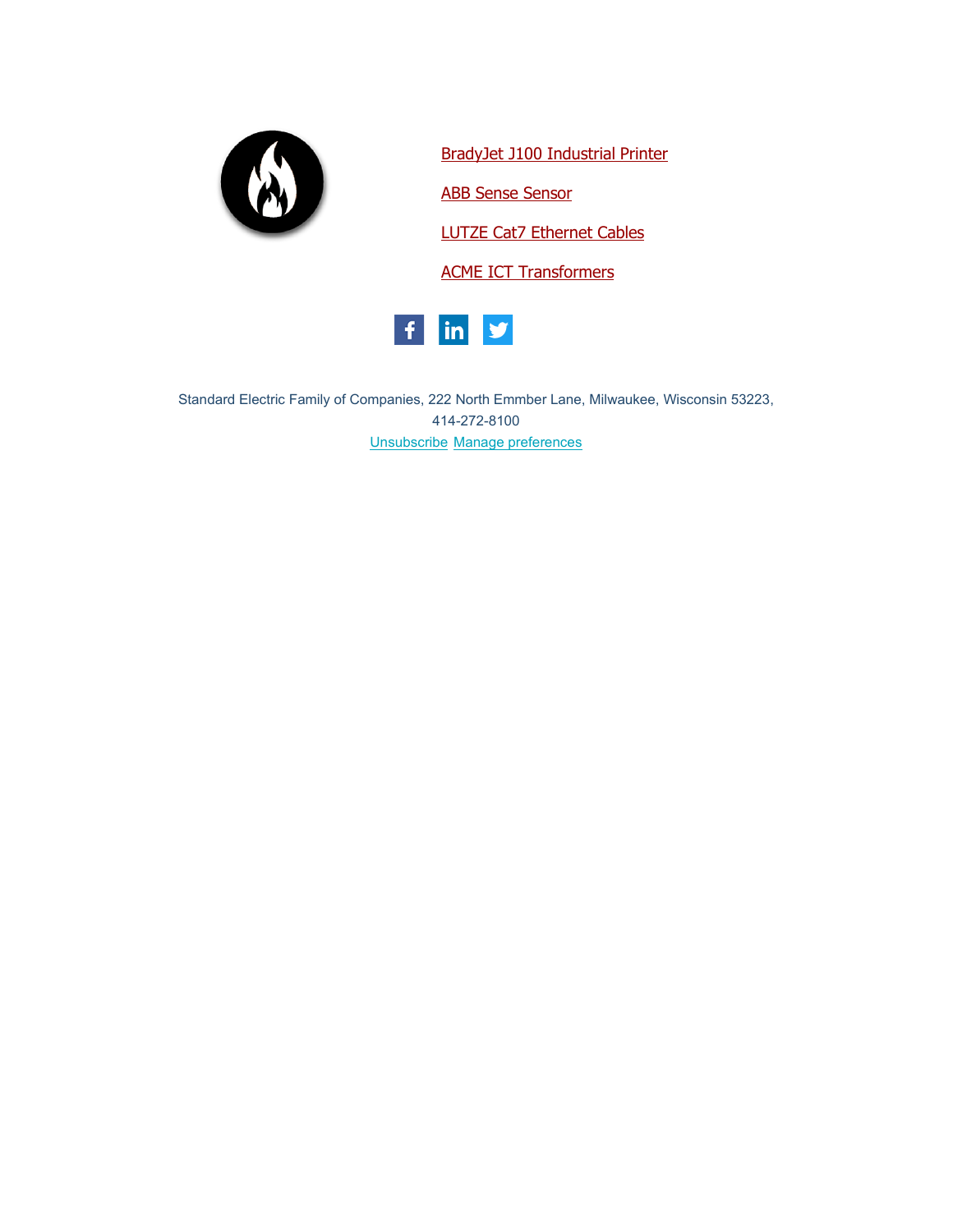[BradyJet J100 Industrial Printer]

[ABB Sense Sensor]

[LUTZE Cat7 Ethernet Cables]

[ACME ICT Transformers]

Standard Electric Family of Companies, 222 North Emmber Lane, Milwaukee, Wisconsin 53223, 414-272-8100

Unsubscribe Manage preferences